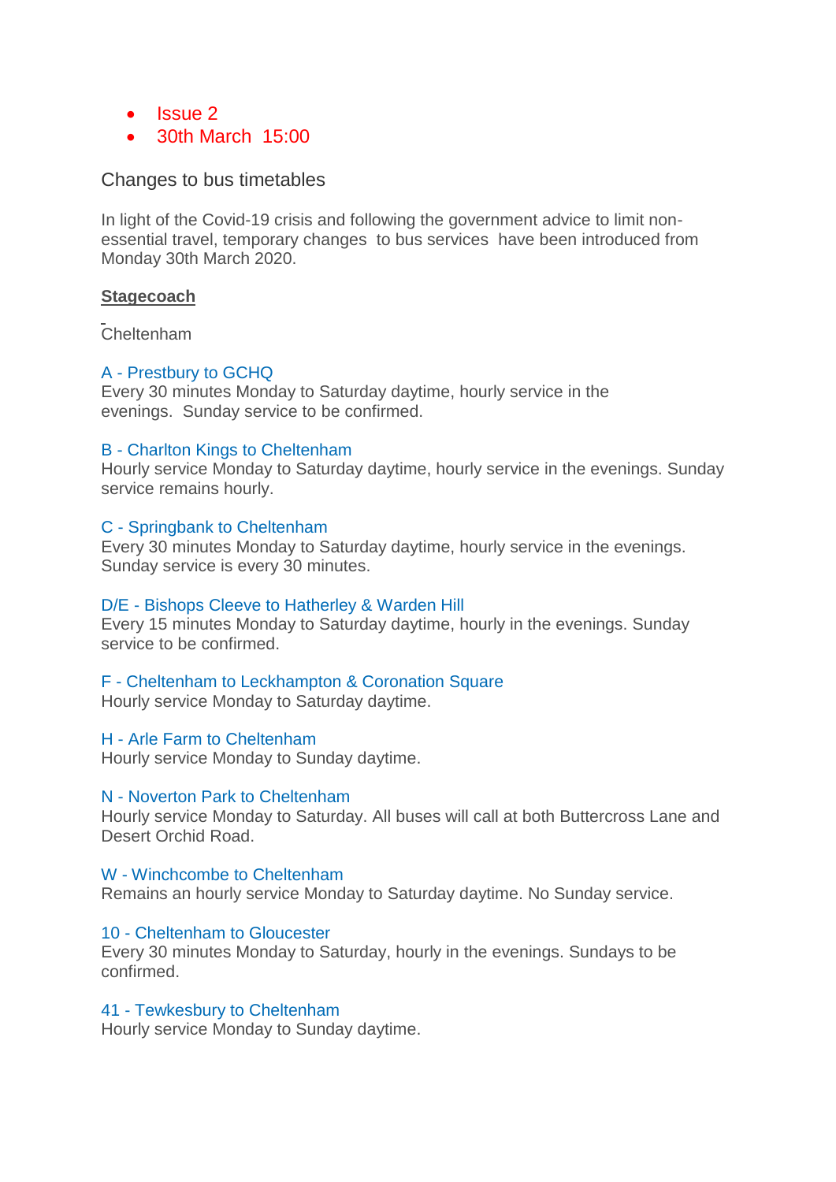- Issue 2
- 30th March 15:00

## Changes to bus timetables

In light of the Covid-19 crisis and following the government advice to limit non-essential travel, temporary changes to bus services have been introduced from Monday 30th March 2020.

**Stagecoach**

Cheltenham

A - Prestbury to GCHQ
Every 30 minutes Monday to Saturday daytime, hourly service in the evenings. Sunday service to be confirmed.

B - Charlton Kings to Cheltenham
Hourly service Monday to Saturday daytime, hourly service in the evenings. Sunday service remains hourly.

C - Springbank to Cheltenham
Every 30 minutes Monday to Saturday daytime, hourly service in the evenings. Sunday service is every 30 minutes.

D/E - Bishops Cleeve to Hatherley & Warden Hill
Every 15 minutes Monday to Saturday daytime, hourly in the evenings. Sunday service to be confirmed.

F - Cheltenham to Leckhampton & Coronation Square
Hourly service Monday to Saturday daytime.

H - Arle Farm to Cheltenham
Hourly service Monday to Sunday daytime.

N - Noverton Park to Cheltenham
Hourly service Monday to Saturday. All buses will call at both Buttercross Lane and Desert Orchid Road.

W - Winchcombe to Cheltenham
Remains an hourly service Monday to Saturday daytime. No Sunday service.

10 - Cheltenham to Gloucester
Every 30 minutes Monday to Saturday, hourly in the evenings. Sundays to be confirmed.

41 - Tewkesbury to Cheltenham
Hourly service Monday to Sunday daytime.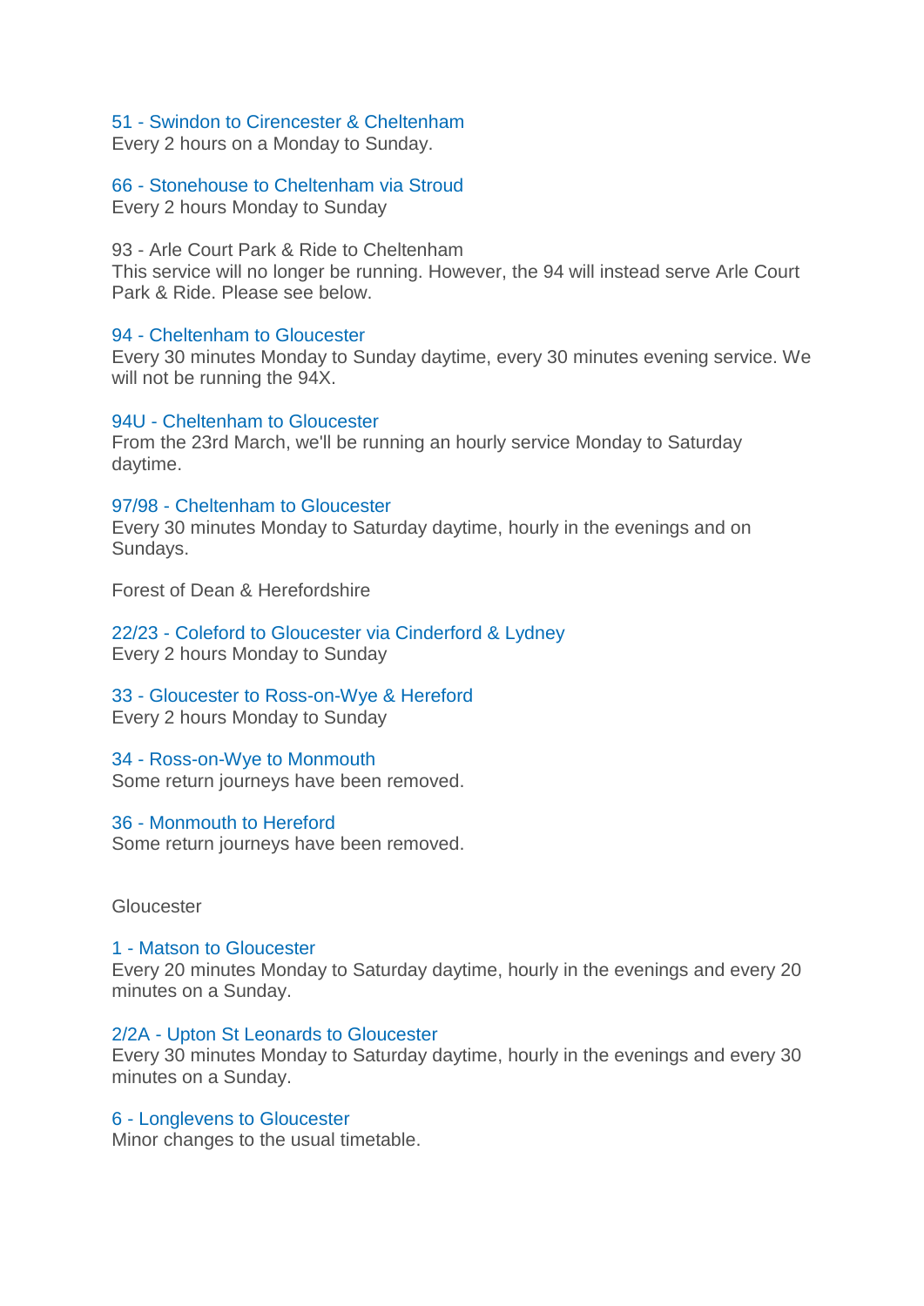51 - Swindon to Cirencester & Cheltenham
Every 2 hours on a Monday to Sunday.

66 - Stonehouse to Cheltenham via Stroud
Every 2 hours Monday to Sunday

93 - Arle Court Park & Ride to Cheltenham
This service will no longer be running. However, the 94 will instead serve Arle Court Park & Ride. Please see below.

94 - Cheltenham to Gloucester
Every 30 minutes Monday to Sunday daytime, every 30 minutes evening service. We will not be running the 94X.

94U - Cheltenham to Gloucester
From the 23rd March, we'll be running an hourly service Monday to Saturday daytime.

97/98 - Cheltenham to Gloucester
Every 30 minutes Monday to Saturday daytime, hourly in the evenings and on Sundays.

Forest of Dean & Herefordshire

22/23 - Coleford to Gloucester via Cinderford & Lydney
Every 2 hours Monday to Sunday

33 - Gloucester to Ross-on-Wye & Hereford
Every 2 hours Monday to Sunday

34 - Ross-on-Wye to Monmouth
Some return journeys have been removed.

36 - Monmouth to Hereford
Some return journeys have been removed.

Gloucester

1 - Matson to Gloucester
Every 20 minutes Monday to Saturday daytime, hourly in the evenings and every 20 minutes on a Sunday.

2/2A - Upton St Leonards to Gloucester
Every 30 minutes Monday to Saturday daytime, hourly in the evenings and every 30 minutes on a Sunday.

6 - Longlevens to Gloucester
Minor changes to the usual timetable.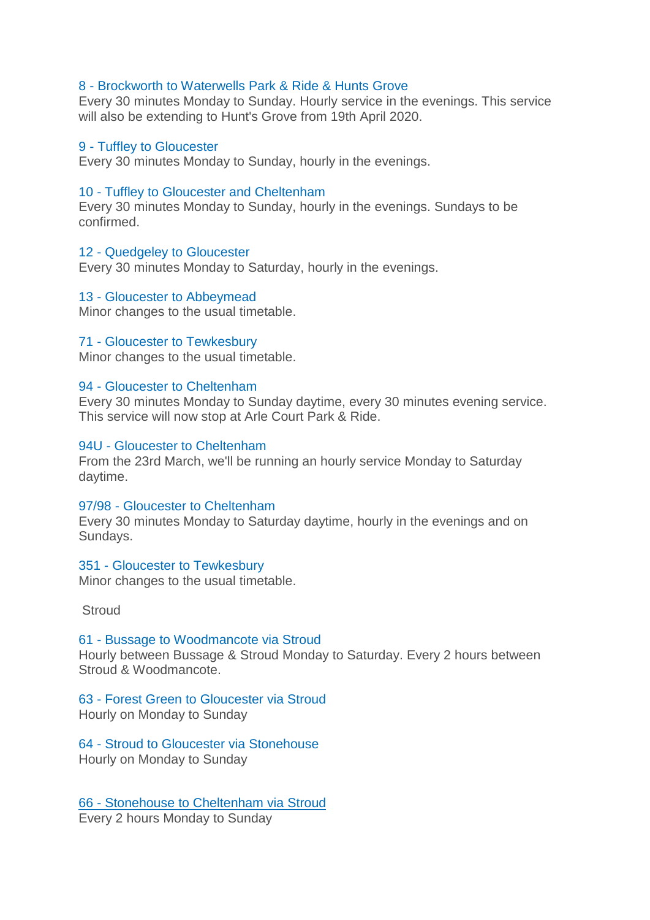8 - Brockworth to Waterwells Park & Ride & Hunts Grove
Every 30 minutes Monday to Sunday. Hourly service in the evenings. This service will also be extending to Hunt's Grove from 19th April 2020.

9 - Tuffley to Gloucester
Every 30 minutes Monday to Sunday, hourly in the evenings.

10 - Tuffley to Gloucester and Cheltenham
Every 30 minutes Monday to Sunday, hourly in the evenings. Sundays to be confirmed.

12 - Quedgeley to Gloucester
Every 30 minutes Monday to Saturday, hourly in the evenings.

13 - Gloucester to Abbeymead
Minor changes to the usual timetable.

71 - Gloucester to Tewkesbury
Minor changes to the usual timetable.

94 - Gloucester to Cheltenham
Every 30 minutes Monday to Sunday daytime, every 30 minutes evening service. This service will now stop at Arle Court Park & Ride.

94U - Gloucester to Cheltenham
From the 23rd March, we'll be running an hourly service Monday to Saturday daytime.

97/98 - Gloucester to Cheltenham
Every 30 minutes Monday to Saturday daytime, hourly in the evenings and on Sundays.

351 - Gloucester to Tewkesbury
Minor changes to the usual timetable.

Stroud

61 - Bussage to Woodmancote via Stroud
Hourly between Bussage & Stroud Monday to Saturday. Every 2 hours between Stroud & Woodmancote.

63 - Forest Green to Gloucester via Stroud
Hourly on Monday to Sunday

64 - Stroud to Gloucester via Stonehouse
Hourly on Monday to Sunday

66 - Stonehouse to Cheltenham via Stroud
Every 2 hours Monday to Sunday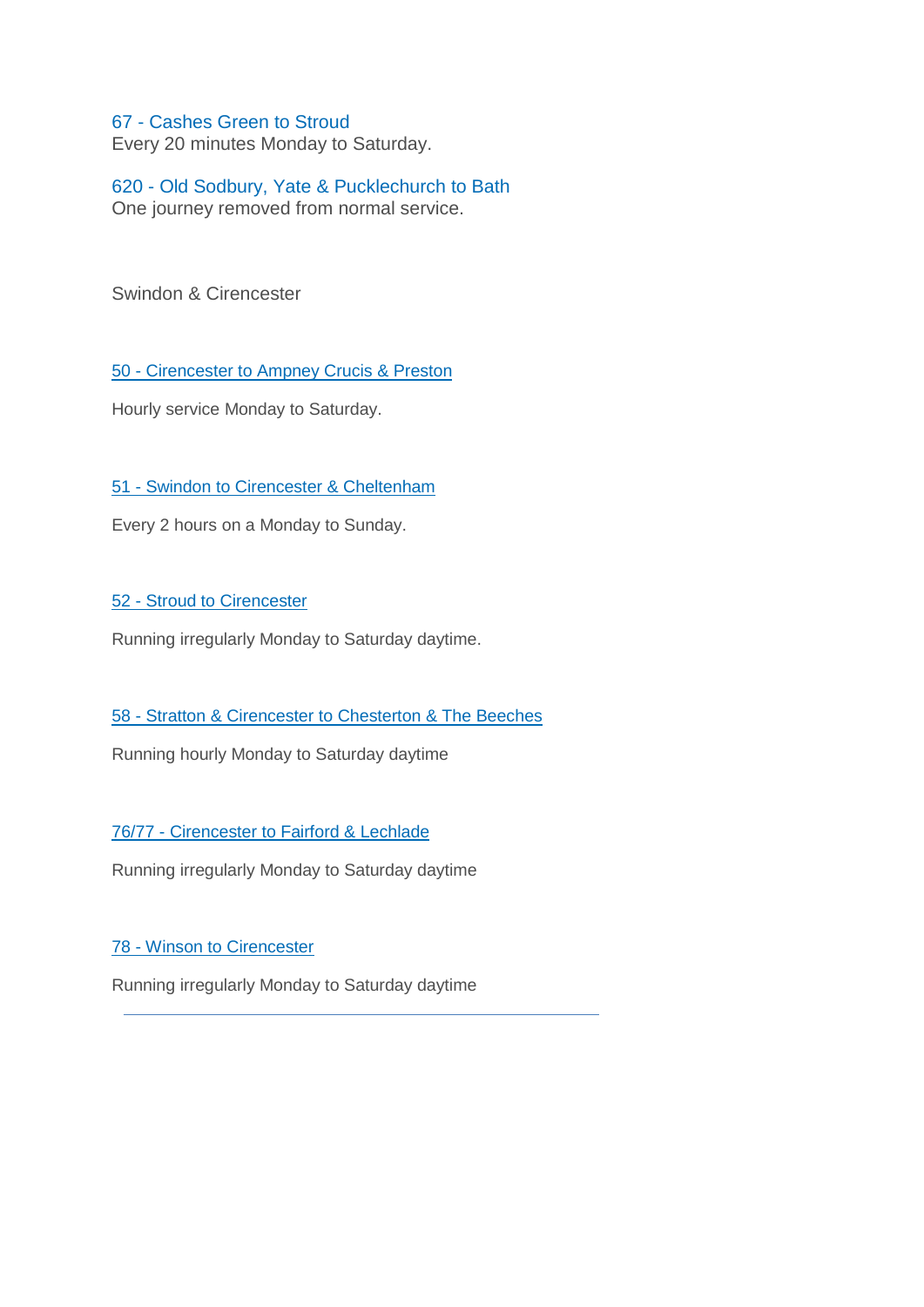67 - Cashes Green to Stroud
Every 20 minutes Monday to Saturday.

620 - Old Sodbury, Yate & Pucklechurch to Bath
One journey removed from normal service.

## Swindon & Cirencester

50 - Cirencester to Ampney Crucis & Preston

Hourly service Monday to Saturday.

51 - Swindon to Cirencester & Cheltenham

Every 2 hours on a Monday to Sunday.

52 - Stroud to Cirencester

Running irregularly Monday to Saturday daytime.

58 - Stratton & Cirencester to Chesterton & The Beeches

Running hourly Monday to Saturday daytime

76/77 - Cirencester to Fairford & Lechlade

Running irregularly Monday to Saturday daytime

78 - Winson to Cirencester

Running irregularly Monday to Saturday daytime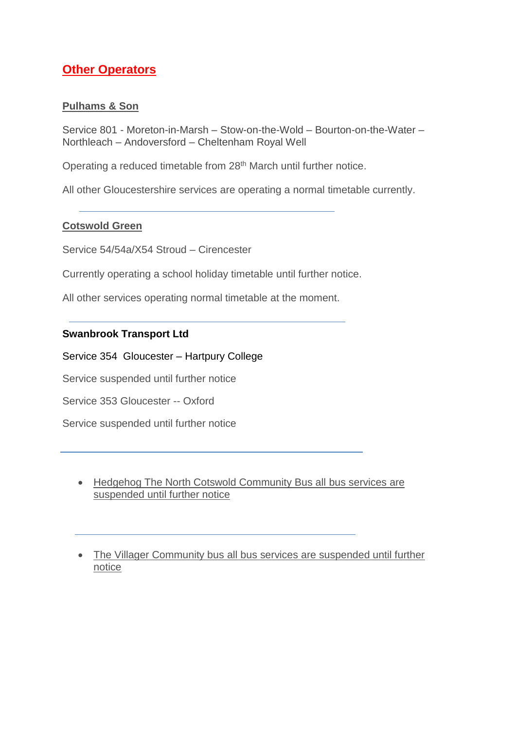## Other Operators

### Pulhams & Son

Service 801 - Moreton-in-Marsh – Stow-on-the-Wold – Bourton-on-the-Water – Northleach – Andoversford – Cheltenham Royal Well

Operating a reduced timetable from 28th March until further notice.

All other Gloucestershire services are operating a normal timetable currently.

---

### Cotswold Green

Service 54/54a/X54 Stroud – Cirencester

Currently operating a school holiday timetable until further notice.

All other services operating normal timetable at the moment.

---

### Swanbrook Transport Ltd

Service 354 Gloucester – Hartpury College

Service suspended until further notice

Service 353 Gloucester -- Oxford

Service suspended until further notice

---

- Hedgehog The North Cotswold Community Bus all bus services are suspended until further notice

---

- The Villager Community bus all bus services are suspended until further notice